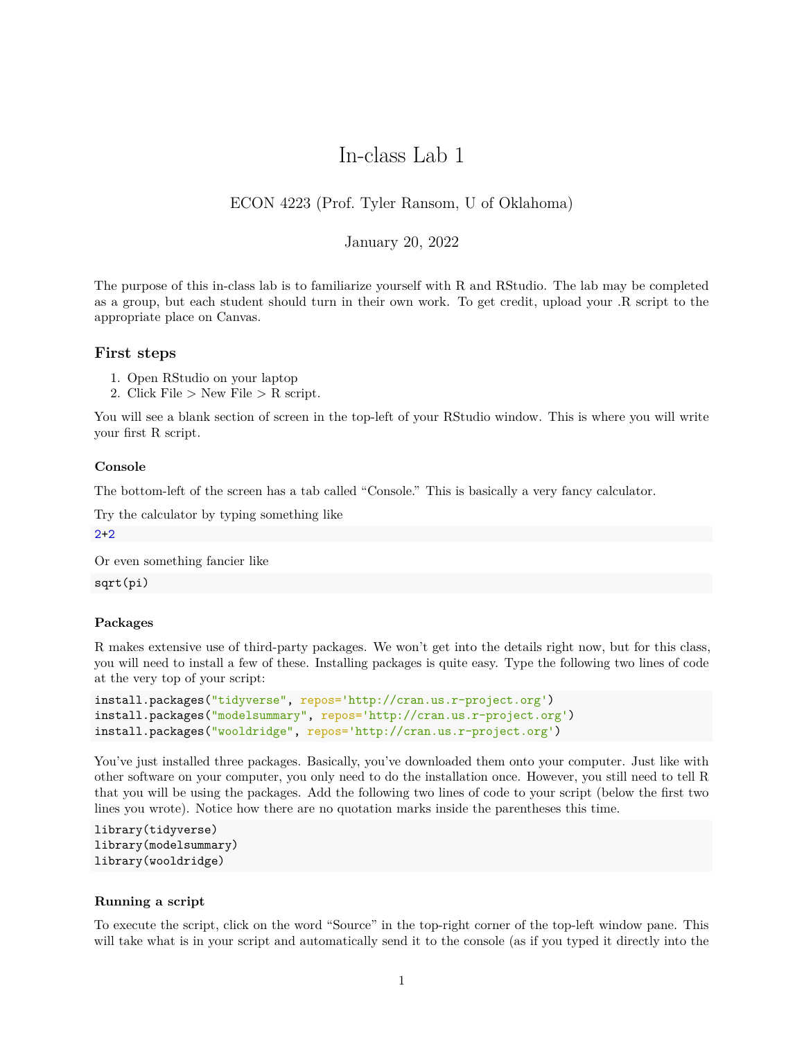# In-class Lab 1

ECON 4223 (Prof. Tyler Ransom, U of Oklahoma)

January 20, 2022

The purpose of this in-class lab is to familiarize yourself with R and RStudio. The lab may be completed as a group, but each student should turn in their own work. To get credit, upload your .R script to the appropriate place on Canvas.

## First steps

1. Open RStudio on your laptop
2. Click File > New File > R script.

You will see a blank section of screen in the top-left of your RStudio window. This is where you will write your first R script.

### Console

The bottom-left of the screen has a tab called "Console." This is basically a very fancy calculator.

Try the calculator by typing something like

```
2+2
```

Or even something fancier like

```
sqrt(pi)
```

### Packages

R makes extensive use of third-party packages. We won't get into the details right now, but for this class, you will need to install a few of these. Installing packages is quite easy. Type the following two lines of code at the very top of your script:

```
install.packages("tidyverse", repos='http://cran.us.r-project.org')
install.packages("modelsummary", repos='http://cran.us.r-project.org')
install.packages("wooldridge", repos='http://cran.us.r-project.org')
```

You've just installed three packages. Basically, you've downloaded them onto your computer. Just like with other software on your computer, you only need to do the installation once. However, you still need to tell R that you will be using the packages. Add the following two lines of code to your script (below the first two lines you wrote). Notice how there are no quotation marks inside the parentheses this time.

```
library(tidyverse)
library(modelsummary)
library(wooldridge)
```

### Running a script

To execute the script, click on the word "Source" in the top-right corner of the top-left window pane. This will take what is in your script and automatically send it to the console (as if you typed it directly into the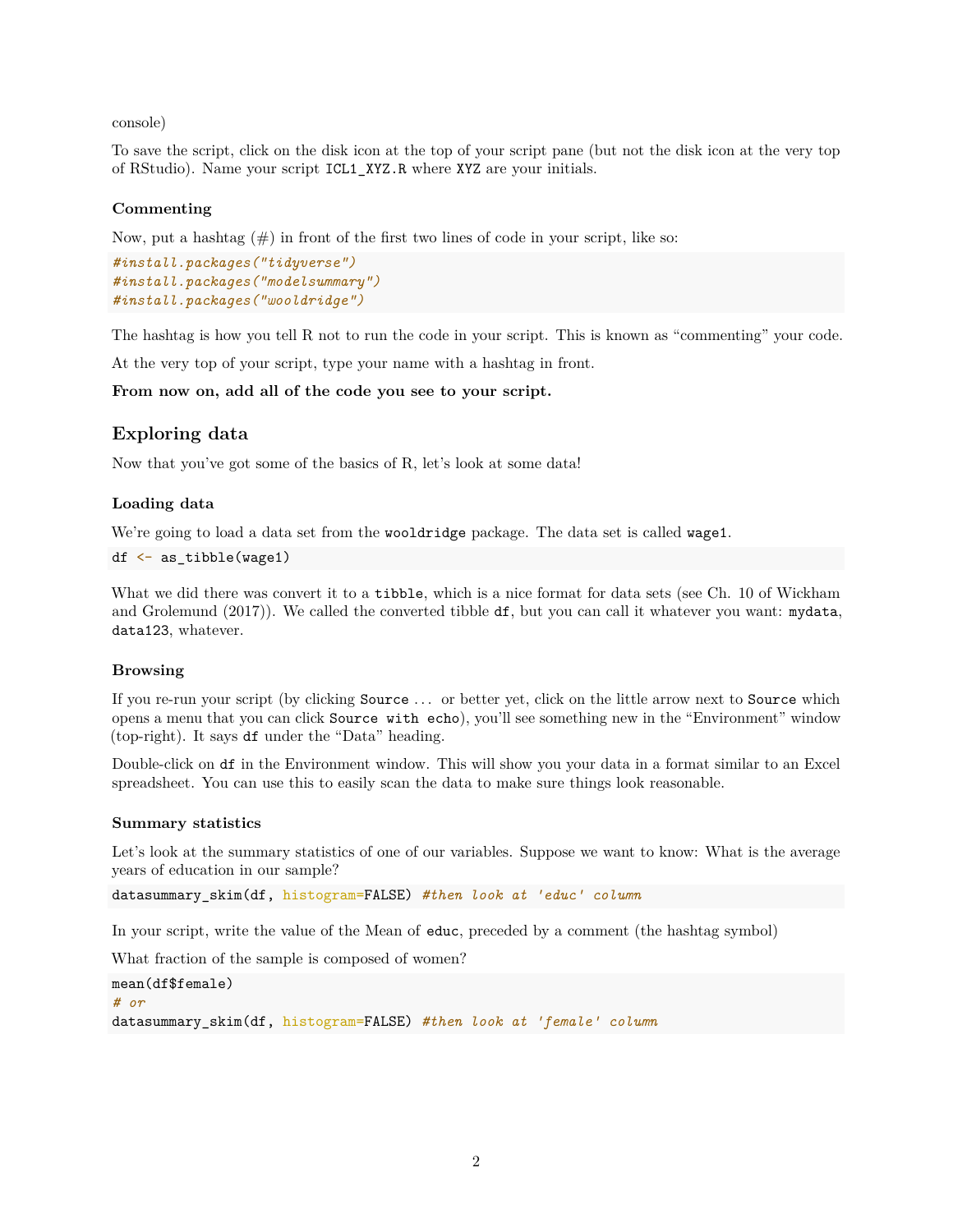console)

To save the script, click on the disk icon at the top of your script pane (but not the disk icon at the very top of RStudio). Name your script `ICL1_XYZ.R` where `XYZ` are your initials.

### Commenting

Now, put a hashtag (#) in front of the first two lines of code in your script, like so:

```
#install.packages("tidyverse")
#install.packages("modelsummary")
#install.packages("wooldridge")
```

The hashtag is how you tell R not to run the code in your script. This is known as "commenting" your code.

At the very top of your script, type your name with a hashtag in front.

**From now on, add all of the code you see to your script.**

## Exploring data

Now that you've got some of the basics of R, let's look at some data!

### Loading data

We're going to load a data set from the `wooldridge` package. The data set is called `wage1`.

```
df <- as_tibble(wage1)
```

What we did there was convert it to a `tibble`, which is a nice format for data sets (see Ch. 10 of Wickham and Grolemund (2017)). We called the converted tibble `df`, but you can call it whatever you want: `mydata`, `data123`, whatever.

### Browsing

If you re-run your script (by clicking `Source` … or better yet, click on the little arrow next to `Source` which opens a menu that you can click `Source with echo`), you'll see something new in the "Environment" window (top-right). It says `df` under the "Data" heading.

Double-click on `df` in the Environment window. This will show you your data in a format similar to an Excel spreadsheet. You can use this to easily scan the data to make sure things look reasonable.

### Summary statistics

Let's look at the summary statistics of one of our variables. Suppose we want to know: What is the average years of education in our sample?

```
datasummary_skim(df, histogram=FALSE) #then look at 'educ' column
```

In your script, write the value of the Mean of `educ`, preceded by a comment (the hashtag symbol)

What fraction of the sample is composed of women?

```
mean(df$female)
# or
datasummary_skim(df, histogram=FALSE) #then look at 'female' column
```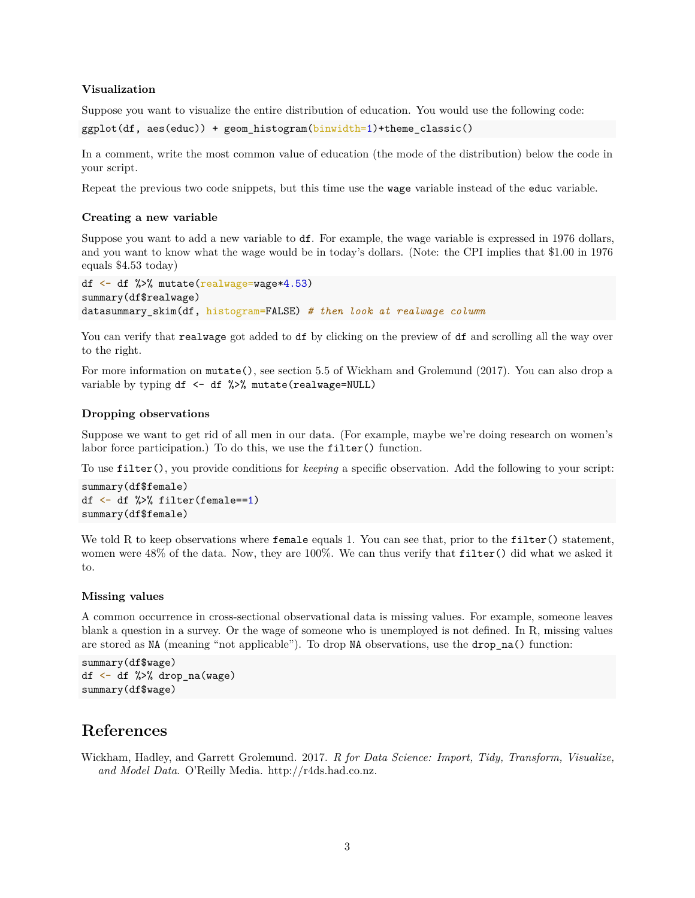### Visualization

Suppose you want to visualize the entire distribution of education. You would use the following code:

```
ggplot(df, aes(educ)) + geom_histogram(binwidth=1)+theme_classic()
```

In a comment, write the most common value of education (the mode of the distribution) below the code in your script.

Repeat the previous two code snippets, but this time use the `wage` variable instead of the `educ` variable.

### Creating a new variable

Suppose you want to add a new variable to `df`. For example, the wage variable is expressed in 1976 dollars, and you want to know what the wage would be in today's dollars. (Note: the CPI implies that $1.00 in 1976 equals $4.53 today)

```
df <- df %>% mutate(realwage=wage*4.53)
summary(df$realwage)
datasummary_skim(df, histogram=FALSE) # then look at realwage column
```

You can verify that `realwage` got added to `df` by clicking on the preview of `df` and scrolling all the way over to the right.

For more information on `mutate()`, see section 5.5 of Wickham and Grolemund (2017). You can also drop a variable by typing `df <- df %>% mutate(realwage=NULL)`

### Dropping observations

Suppose we want to get rid of all men in our data. (For example, maybe we're doing research on women's labor force participation.) To do this, we use the `filter()` function.

To use `filter()`, you provide conditions for *keeping* a specific observation. Add the following to your script:

```
summary(df$female)
df <- df %>% filter(female==1)
summary(df$female)
```

We told R to keep observations where `female` equals 1. You can see that, prior to the `filter()` statement, women were 48% of the data. Now, they are 100%. We can thus verify that `filter()` did what we asked it to.

### Missing values

A common occurrence in cross-sectional observational data is missing values. For example, someone leaves blank a question in a survey. Or the wage of someone who is unemployed is not defined. In R, missing values are stored as `NA` (meaning "not applicable"). To drop `NA` observations, use the `drop_na()` function:

```
summary(df$wage)
df <- df %>% drop_na(wage)
summary(df$wage)
```

## References

Wickham, Hadley, and Garrett Grolemund. 2017. *R for Data Science: Import, Tidy, Transform, Visualize, and Model Data*. O'Reilly Media. http://r4ds.had.co.nz.